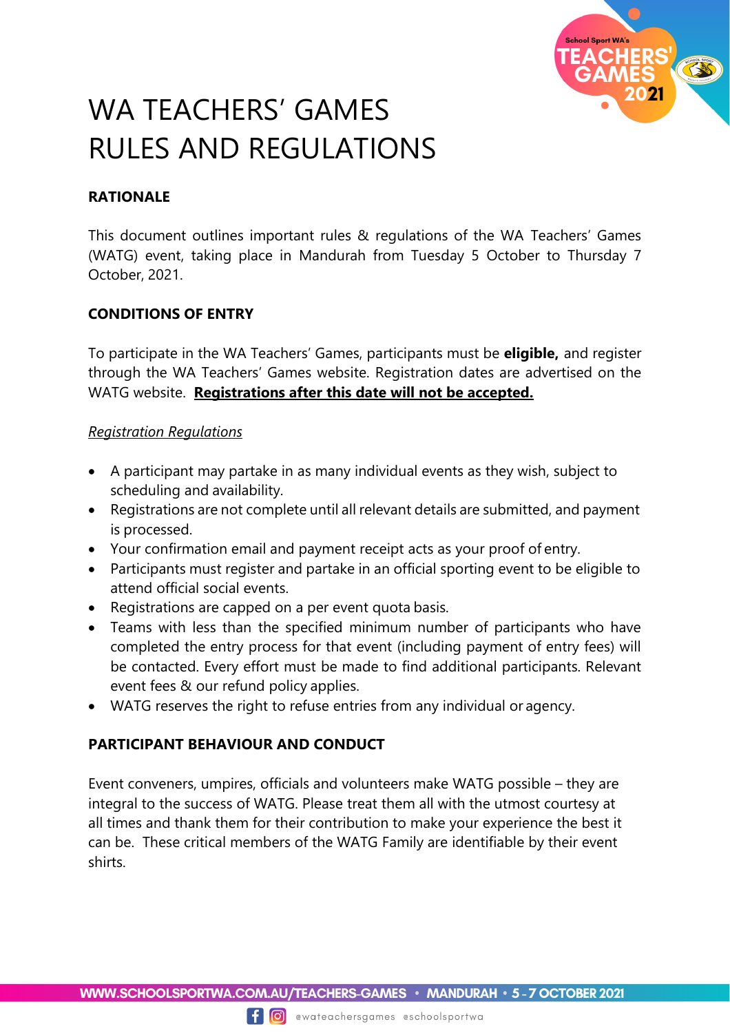# WA TEACHERS' GAMES RULES AND REGULATIONS

## RATIONALE

This document outlines important rules & regulations of the WA Teachers' Games (WATG) event, taking place in Mandurah from Tuesday 5 October to Thursday 7 October, 2021.

## CONDITIONS OF ENTRY

To participate in the WA Teachers' Games, participants must be **eligible,** and register through the WA Teachers' Games website. Registration dates are advertised on the WATG website. **Registrations after this date will not be accepted.**

*Registration Regulations*

- A participant may partake in as many individual events as they wish, subject to scheduling and availability.
- Registrations are not complete until all relevant details are submitted, and payment is processed.
- Your confirmation email and payment receipt acts as your proof of entry.
- Participants must register and partake in an official sporting event to be eligible to attend official social events.
- Registrations are capped on a per event quota basis.
- Teams with less than the specified minimum number of participants who have completed the entry process for that event (including payment of entry fees) will be contacted. Every effort must be made to find additional participants. Relevant event fees & our refund policy applies.
- WATG reserves the right to refuse entries from any individual or agency.

## PARTICIPANT BEHAVIOUR AND CONDUCT

Event conveners, umpires, officials and volunteers make WATG possible – they are integral to the success of WATG. Please treat them all with the utmost courtesy at all times and thank them for their contribution to make your experience the best it can be. These critical members of the WATG Family are identifiable by their event shirts.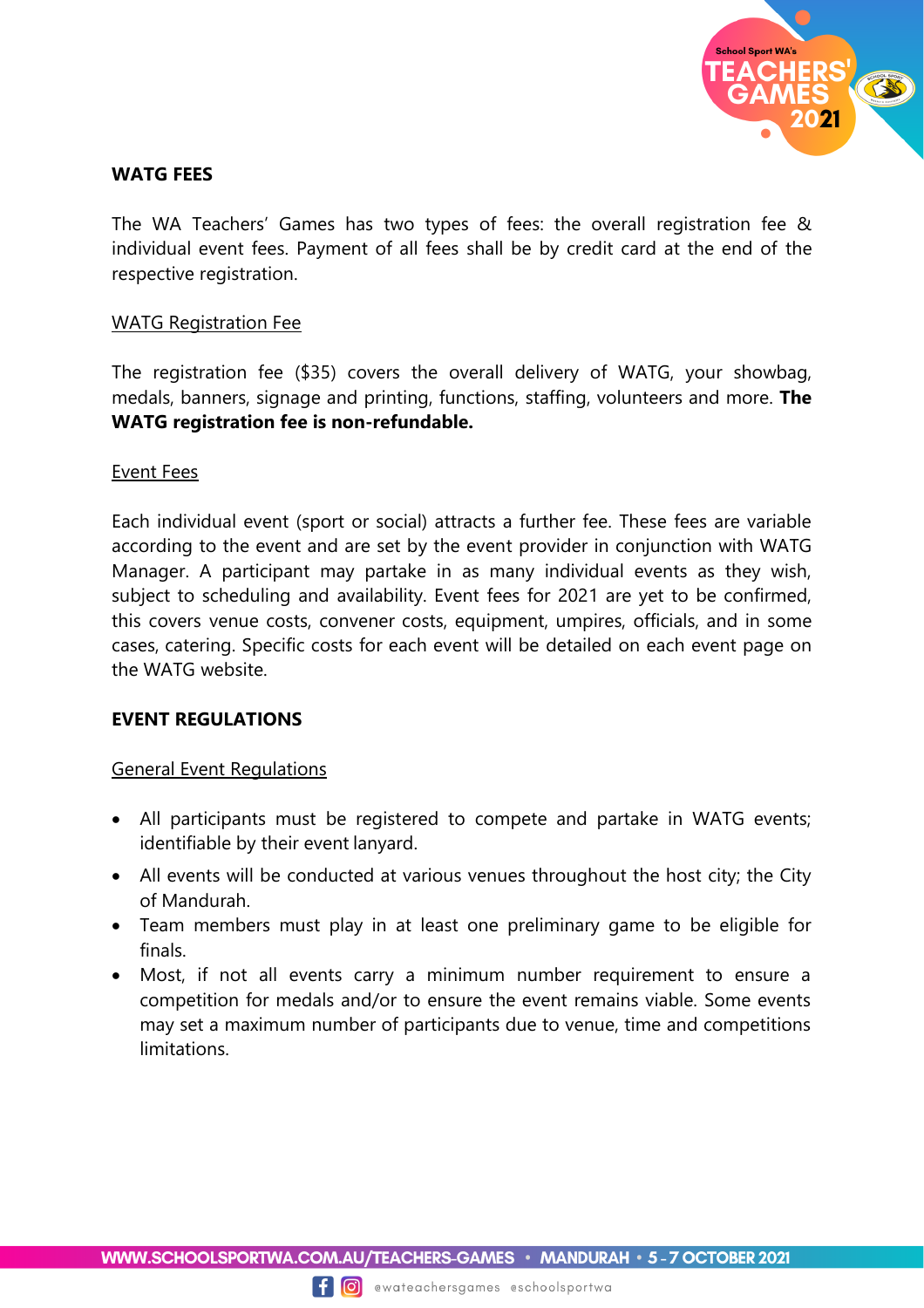## WATG FEES

The WA Teachers' Games has two types of fees: the overall registration fee & individual event fees. Payment of all fees shall be by credit card at the end of the respective registration.

### WATG Registration Fee

The registration fee ($35) covers the overall delivery of WATG, your showbag, medals, banners, signage and printing, functions, staffing, volunteers and more. **The WATG registration fee is non-refundable.**

### Event Fees

Each individual event (sport or social) attracts a further fee. These fees are variable according to the event and are set by the event provider in conjunction with WATG Manager. A participant may partake in as many individual events as they wish, subject to scheduling and availability. Event fees for 2021 are yet to be confirmed, this covers venue costs, convener costs, equipment, umpires, officials, and in some cases, catering. Specific costs for each event will be detailed on each event page on the WATG website.

## EVENT REGULATIONS

### General Event Regulations

- All participants must be registered to compete and partake in WATG events; identifiable by their event lanyard.
- All events will be conducted at various venues throughout the host city; the City of Mandurah.
- Team members must play in at least one preliminary game to be eligible for finals.
- Most, if not all events carry a minimum number requirement to ensure a competition for medals and/or to ensure the event remains viable. Some events may set a maximum number of participants due to venue, time and competitions limitations.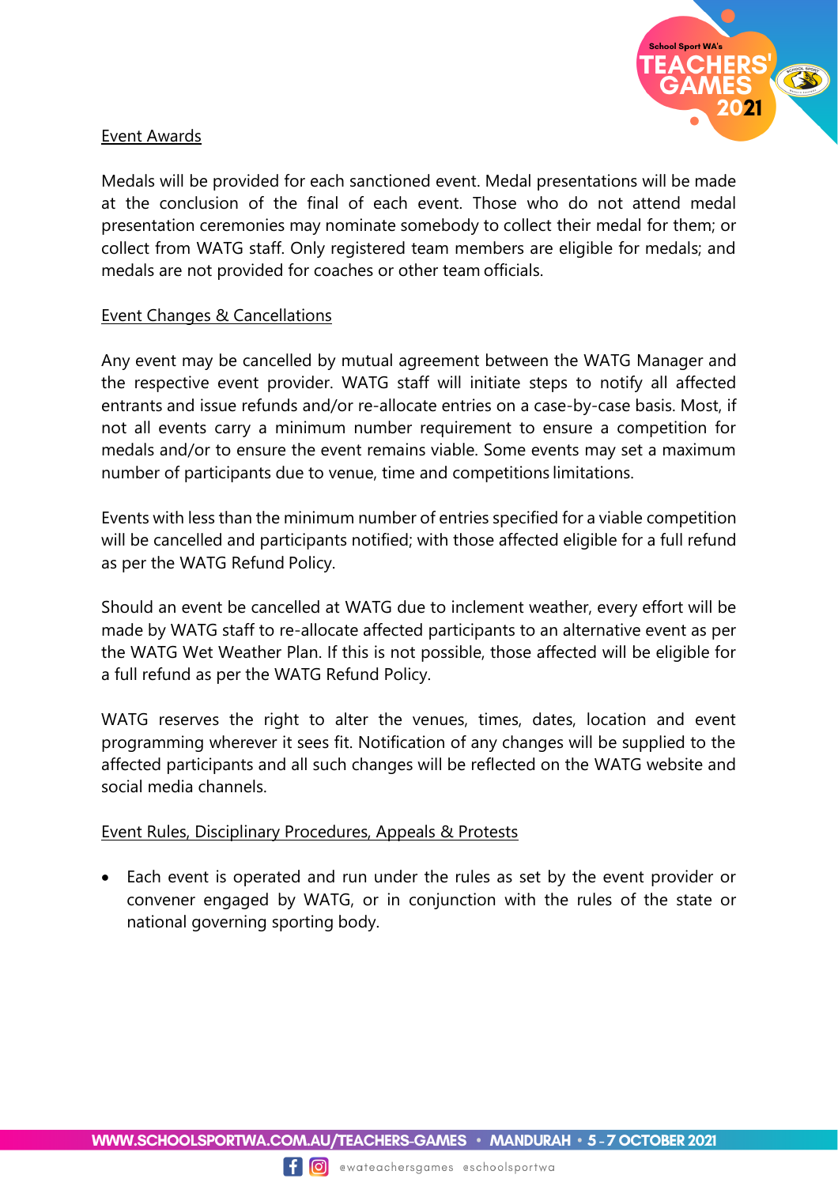Event Awards

Medals will be provided for each sanctioned event. Medal presentations will be made at the conclusion of the final of each event. Those who do not attend medal presentation ceremonies may nominate somebody to collect their medal for them; or collect from WATG staff. Only registered team members are eligible for medals; and medals are not provided for coaches or other team officials.

Event Changes & Cancellations

Any event may be cancelled by mutual agreement between the WATG Manager and the respective event provider. WATG staff will initiate steps to notify all affected entrants and issue refunds and/or re-allocate entries on a case-by-case basis. Most, if not all events carry a minimum number requirement to ensure a competition for medals and/or to ensure the event remains viable. Some events may set a maximum number of participants due to venue, time and competitions limitations.

Events with less than the minimum number of entries specified for a viable competition will be cancelled and participants notified; with those affected eligible for a full refund as per the WATG Refund Policy.

Should an event be cancelled at WATG due to inclement weather, every effort will be made by WATG staff to re-allocate affected participants to an alternative event as per the WATG Wet Weather Plan. If this is not possible, those affected will be eligible for a full refund as per the WATG Refund Policy.

WATG reserves the right to alter the venues, times, dates, location and event programming wherever it sees fit. Notification of any changes will be supplied to the affected participants and all such changes will be reflected on the WATG website and social media channels.

Event Rules, Disciplinary Procedures, Appeals & Protests

- Each event is operated and run under the rules as set by the event provider or convener engaged by WATG, or in conjunction with the rules of the state or national governing sporting body.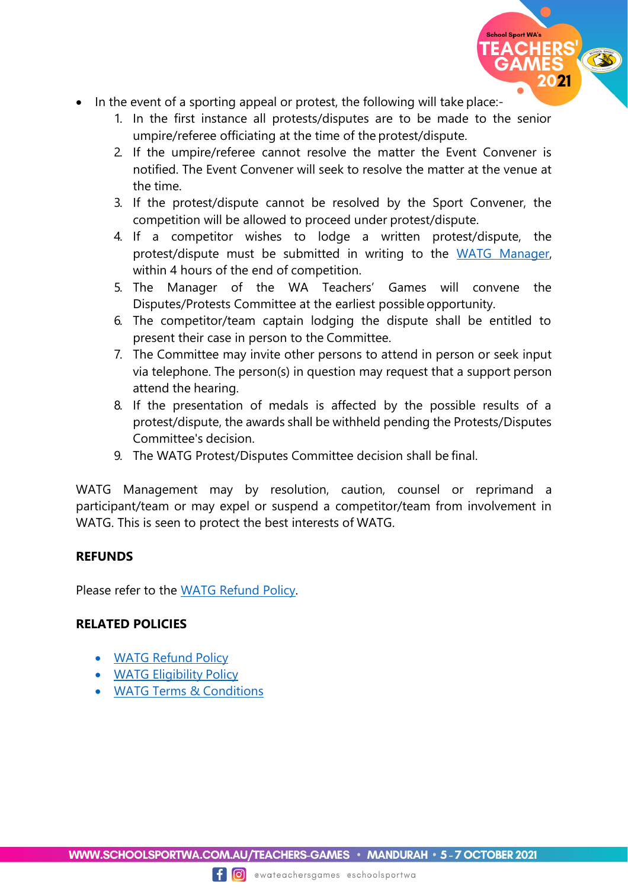- In the event of a sporting appeal or protest, the following will take place:-
    1. In the first instance all protests/disputes are to be made to the senior umpire/referee officiating at the time of the protest/dispute.
    2. If the umpire/referee cannot resolve the matter the Event Convener is notified. The Event Convener will seek to resolve the matter at the venue at the time.
    3. If the protest/dispute cannot be resolved by the Sport Convener, the competition will be allowed to proceed under protest/dispute.
    4. If a competitor wishes to lodge a written protest/dispute, the protest/dispute must be submitted in writing to the WATG Manager, within 4 hours of the end of competition.
    5. The Manager of the WA Teachers' Games will convene the Disputes/Protests Committee at the earliest possible opportunity.
    6. The competitor/team captain lodging the dispute shall be entitled to present their case in person to the Committee.
    7. The Committee may invite other persons to attend in person or seek input via telephone. The person(s) in question may request that a support person attend the hearing.
    8. If the presentation of medals is affected by the possible results of a protest/dispute, the awards shall be withheld pending the Protests/Disputes Committee's decision.
    9. The WATG Protest/Disputes Committee decision shall be final.

WATG Management may by resolution, caution, counsel or reprimand a participant/team or may expel or suspend a competitor/team from involvement in WATG. This is seen to protect the best interests of WATG.

**REFUNDS**

Please refer to the WATG Refund Policy.

**RELATED POLICIES**

- WATG Refund Policy
- WATG Eligibility Policy
- WATG Terms & Conditions